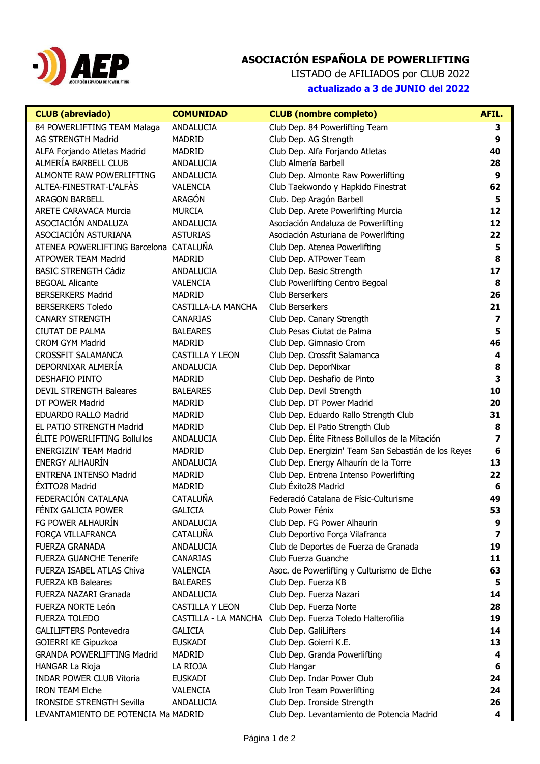# ASOCIACIÓN ESPAÑOLA DE POWERLIFTING

LISTADO de AFILIADOS por CLUB 2022

**actualizado a 3 de JUNIO del 2022**

| CLUB (abreviado) | COMUNIDAD | CLUB (nombre completo) | AFIL. |
|---|---|---|---|
| 84 POWERLIFTING TEAM Malaga | ANDALUCIA | Club Dep. 84 Powerlifting Team | 3 |
| AG STRENGTH Madrid | MADRID | Club Dep. AG Strength | 9 |
| ALFA Forjando Atletas Madrid | MADRID | Club Dep. Alfa Forjando Atletas | 40 |
| ALMERÍA BARBELL CLUB | ANDALUCIA | Club Almería Barbell | 28 |
| ALMONTE RAW POWERLIFTING | ANDALUCIA | Club Dep. Almonte Raw Powerlifting | 9 |
| ALTEA-FINESTRAT-L'ALFÀS | VALENCIA | Club Taekwondo y Hapkido Finestrat | 62 |
| ARAGON BARBELL | ARAGÓN | Club. Dep Aragón Barbell | 5 |
| ARETE CARAVACA Murcia | MURCIA | Club Dep. Arete Powerlifting Murcia | 12 |
| ASOCIACIÓN ANDALUZA | ANDALUCIA | Asociación Andaluza de Powerlifting | 12 |
| ASOCIACIÓN ASTURIANA | ASTURIAS | Asociación Asturiana de Powerlifting | 22 |
| ATENEA POWERLIFTING Barcelona | CATALUÑA | Club Dep. Atenea Powerlifting | 5 |
| ATPOWER TEAM Madrid | MADRID | Club Dep. ATPower Team | 8 |
| BASIC STRENGTH Cádiz | ANDALUCIA | Club Dep. Basic Strength | 17 |
| BEGOAL Alicante | VALENCIA | Club Powerlifting Centro Begoal | 8 |
| BERSERKERS Madrid | MADRID | Club Berserkers | 26 |
| BERSERKERS Toledo | CASTILLA-LA MANCHA | Club Berserkers | 21 |
| CANARY STRENGTH | CANARIAS | Club Dep. Canary Strength | 7 |
| CIUTAT DE PALMA | BALEARES | Club Pesas Ciutat de Palma | 5 |
| CROM GYM Madrid | MADRID | Club Dep. Gimnasio Crom | 46 |
| CROSSFIT SALAMANCA | CASTILLA Y LEON | Club Dep. Crossfit Salamanca | 4 |
| DEPORNIXAR ALMERÍA | ANDALUCIA | Club Dep. DeporNixar | 8 |
| DESHAFIO PINTO | MADRID | Club Dep. Deshafio de Pinto | 3 |
| DEVIL STRENGTH Baleares | BALEARES | Club Dep. Devil Strength | 10 |
| DT POWER Madrid | MADRID | Club Dep. DT Power Madrid | 20 |
| EDUARDO RALLO Madrid | MADRID | Club Dep. Eduardo Rallo Strength Club | 31 |
| EL PATIO STRENGTH Madrid | MADRID | Club Dep. El Patio Strength Club | 8 |
| ÉLITE POWERLIFTING Bollullos | ANDALUCIA | Club Dep. Élite Fitness Bollullos de la Mitación | 7 |
| ENERGIZIN' TEAM Madrid | MADRID | Club Dep. Energizin' Team San Sebastián de los Reyes | 6 |
| ENERGY ALHAURÍN | ANDALUCIA | Club Dep. Energy Alhaurín de la Torre | 13 |
| ENTRENA INTENSO Madrid | MADRID | Club Dep. Entrena Intenso Powerlifting | 22 |
| ÉXITO28 Madrid | MADRID | Club Éxito28 Madrid | 6 |
| FEDERACIÓN CATALANA | CATALUÑA | Federació Catalana de Físic-Culturisme | 49 |
| FÉNIX GALICIA POWER | GALICIA | Club Power Fénix | 53 |
| FG POWER ALHAURÍN | ANDALUCIA | Club Dep. FG Power Alhaurin | 9 |
| FORÇA VILLAFRANCA | CATALUÑA | Club Deportivo Força Vilafranca | 7 |
| FUERZA GRANADA | ANDALUCIA | Club de Deportes de Fuerza de Granada | 19 |
| FUERZA GUANCHE Tenerife | CANARIAS | Club Fuerza Guanche | 11 |
| FUERZA ISABEL ATLAS Chiva | VALENCIA | Asoc. de Powerlifting y Culturismo de Elche | 63 |
| FUERZA KB Baleares | BALEARES | Club Dep. Fuerza KB | 5 |
| FUERZA NAZARI Granada | ANDALUCIA | Club Dep. Fuerza Nazari | 14 |
| FUERZA NORTE León | CASTILLA Y LEON | Club Dep. Fuerza Norte | 28 |
| FUERZA TOLEDO | CASTILLA - LA MANCHA | Club Dep. Fuerza Toledo Halterofilia | 19 |
| GALILIFTERS Pontevedra | GALICIA | Club Dep. GaliLifters | 14 |
| GOIERRI KE Gipuzkoa | EUSKADI | Club Dep. Goierri K.E. | 13 |
| GRANDA POWERLIFTING Madrid | MADRID | Club Dep. Granda Powerlifting | 4 |
| HANGAR La Rioja | LA RIOJA | Club Hangar | 6 |
| INDAR POWER CLUB Vitoria | EUSKADI | Club Dep. Indar Power Club | 24 |
| IRON TEAM Elche | VALENCIA | Club Iron Team Powerlifting | 24 |
| IRONSIDE STRENGTH Sevilla | ANDALUCIA | Club Dep. Ironside Strength | 26 |
| LEVANTAMIENTO DE POTENCIA Ma | MADRID | Club Dep. Levantamiento de Potencia Madrid | 4 |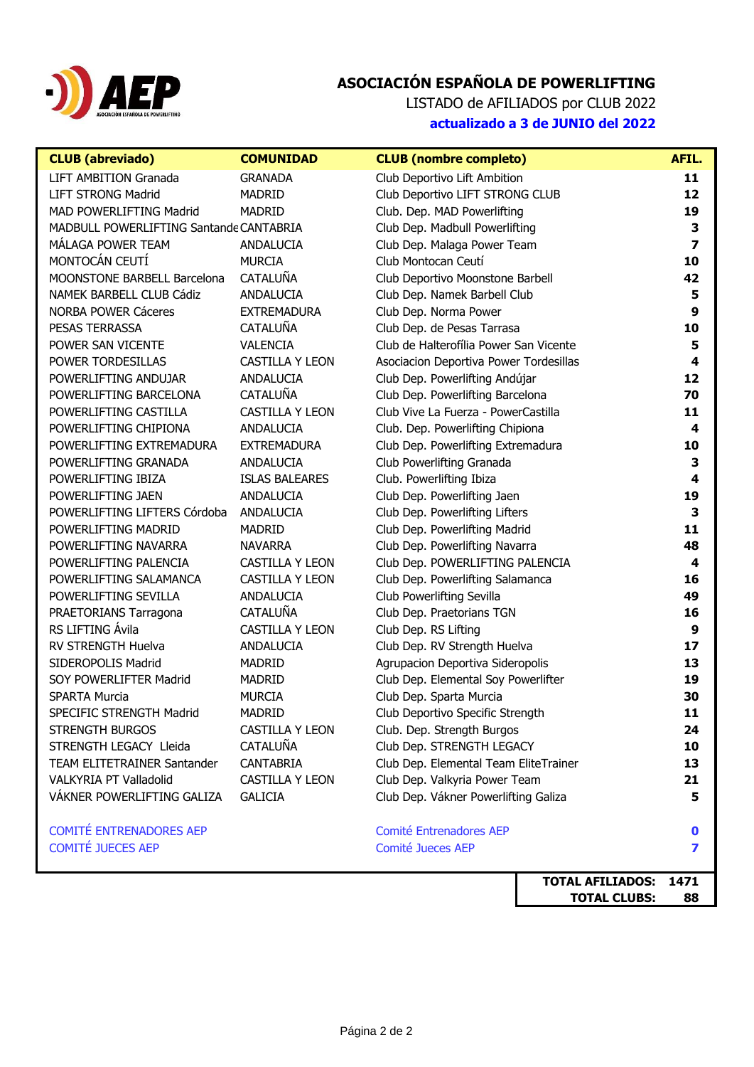## ASOCIACIÓN ESPAÑOLA DE POWERLIFTING

LISTADO de AFILIADOS por CLUB 2022

**actualizado a 3 de JUNIO del 2022**

| CLUB (abreviado) | COMUNIDAD | CLUB (nombre completo) | AFIL. |
|---|---|---|---|
| LIFT AMBITION Granada | GRANADA | Club Deportivo Lift Ambition | **11** |
| LIFT STRONG Madrid | MADRID | Club Deportivo LIFT STRONG CLUB | **12** |
| MAD POWERLIFTING Madrid | MADRID | Club. Dep. MAD Powerlifting | **19** |
| MADBULL POWERLIFTING Santande | CANTABRIA | Club Dep. Madbull Powerlifting | **3** |
| MÁLAGA POWER TEAM | ANDALUCIA | Club Dep. Malaga Power Team | **7** |
| MONTOCÁN CEUTÍ | MURCIA | Club Montocan Ceutí | **10** |
| MOONSTONE BARBELL Barcelona | CATALUÑA | Club Deportivo Moonstone Barbell | **42** |
| NAMEK BARBELL CLUB Cádiz | ANDALUCIA | Club Dep. Namek Barbell Club | **5** |
| NORBA POWER Cáceres | EXTREMADURA | Club Dep. Norma Power | **9** |
| PESAS TERRASSA | CATALUÑA | Club Dep. de Pesas Tarrasa | **10** |
| POWER SAN VICENTE | VALENCIA | Club de Halterofília Power San Vicente | **5** |
| POWER TORDESILLAS | CASTILLA Y LEON | Asociacion Deportiva Power Tordesillas | **4** |
| POWERLIFTING ANDUJAR | ANDALUCIA | Club Dep. Powerlifting Andújar | **12** |
| POWERLIFTING BARCELONA | CATALUÑA | Club Dep. Powerlifting Barcelona | **70** |
| POWERLIFTING CASTILLA | CASTILLA Y LEON | Club Vive La Fuerza - PowerCastilla | **11** |
| POWERLIFTING CHIPIONA | ANDALUCIA | Club. Dep. Powerlifting Chipiona | **4** |
| POWERLIFTING EXTREMADURA | EXTREMADURA | Club Dep. Powerlifting Extremadura | **10** |
| POWERLIFTING GRANADA | ANDALUCIA | Club Powerlifting Granada | **3** |
| POWERLIFTING IBIZA | ISLAS BALEARES | Club. Powerlifting Ibiza | **4** |
| POWERLIFTING JAEN | ANDALUCIA | Club Dep. Powerlifting Jaen | **19** |
| POWERLIFTING LIFTERS Córdoba | ANDALUCIA | Club Dep. Powerlifting Lifters | **3** |
| POWERLIFTING MADRID | MADRID | Club Dep. Powerlifting Madrid | **11** |
| POWERLIFTING NAVARRA | NAVARRA | Club Dep. Powerlifting Navarra | **48** |
| POWERLIFTING PALENCIA | CASTILLA Y LEON | Club Dep. POWERLIFTING PALENCIA | **4** |
| POWERLIFTING SALAMANCA | CASTILLA Y LEON | Club Dep. Powerlifting Salamanca | **16** |
| POWERLIFTING SEVILLA | ANDALUCIA | Club Powerlifting Sevilla | **49** |
| PRAETORIANS Tarragona | CATALUÑA | Club Dep. Praetorians TGN | **16** |
| RS LIFTING Ávila | CASTILLA Y LEON | Club Dep. RS Lifting | **9** |
| RV STRENGTH Huelva | ANDALUCIA | Club Dep. RV Strength Huelva | **17** |
| SIDEROPOLIS Madrid | MADRID | Agrupacion Deportiva Sideropolis | **13** |
| SOY POWERLIFTER Madrid | MADRID | Club Dep. Elemental Soy Powerlifter | **19** |
| SPARTA Murcia | MURCIA | Club Dep. Sparta Murcia | **30** |
| SPECIFIC STRENGTH Madrid | MADRID | Club Deportivo Specific Strength | **11** |
| STRENGTH BURGOS | CASTILLA Y LEON | Club. Dep. Strength Burgos | **24** |
| STRENGTH LEGACY Lleida | CATALUÑA | Club Dep. STRENGTH LEGACY | **10** |
| TEAM ELITETRAINER Santander | CANTABRIA | Club Dep. Elemental Team EliteTrainer | **13** |
| VALKYRIA PT Valladolid | CASTILLA Y LEON | Club Dep. Valkyria Power Team | **21** |
| VÁKNER POWERLIFTING GALIZA | GALICIA | Club Dep. Vákner Powerlifting Galiza | **5** |
| | | | |
| COMITÉ ENTRENADORES AEP | | Comité Entrenadores AEP | **0** |
| COMITÉ JUECES AEP | | Comité Jueces AEP | **7** |

| | |
|---|---|
| **TOTAL AFILIADOS:** | **1471** |
| **TOTAL CLUBS:** | **88** |